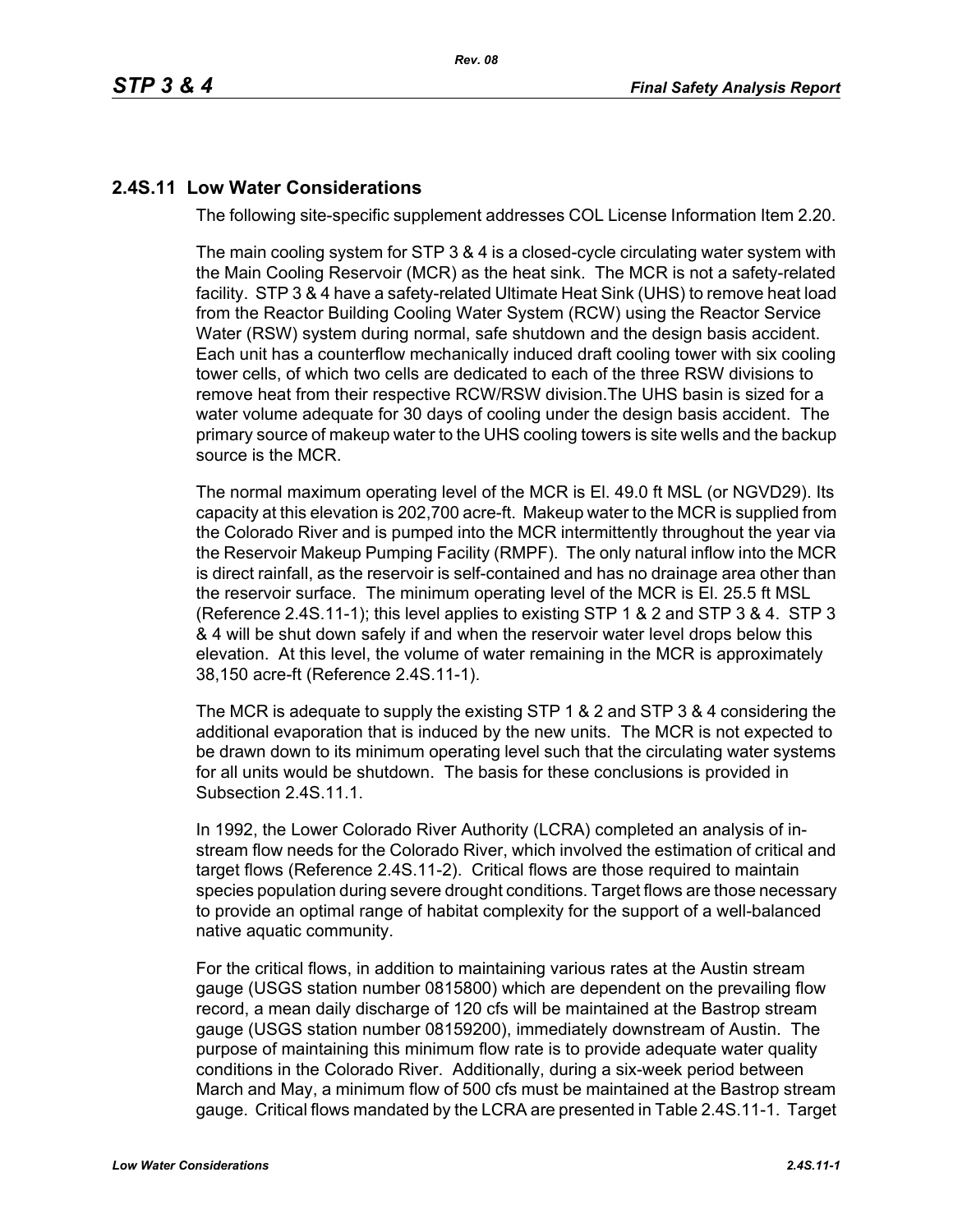## 2.4S.11 Low Water Considerations

The following site-specific supplement addresses COL License Information Item 2.20.

The main cooling system for STP 3 & 4 is a closed-cycle circulating water system with the Main Cooling Reservoir (MCR) as the heat sink. The MCR is not a safety-related facility. STP 3 & 4 have a safety-related Ultimate Heat Sink (UHS) to remove heat load from the Reactor Building Cooling Water System (RCW) using the Reactor Service Water (RSW) system during normal, safe shutdown and the design basis accident. Each unit has a counterflow mechanically induced draft cooling tower with six cooling tower cells, of which two cells are dedicated to each of the three RSW divisions to remove heat from their respective RCW/RSW division.The UHS basin is sized for a water volume adequate for 30 days of cooling under the design basis accident. The primary source of makeup water to the UHS cooling towers is site wells and the backup source is the MCR.

The normal maximum operating level of the MCR is El. 49.0 ft MSL (or NGVD29). Its capacity at this elevation is 202,700 acre-ft. Makeup water to the MCR is supplied from the Colorado River and is pumped into the MCR intermittently throughout the year via the Reservoir Makeup Pumping Facility (RMPF). The only natural inflow into the MCR is direct rainfall, as the reservoir is self-contained and has no drainage area other than the reservoir surface. The minimum operating level of the MCR is El. 25.5 ft MSL (Reference 2.4S.11-1); this level applies to existing STP 1 & 2 and STP 3 & 4. STP 3 & 4 will be shut down safely if and when the reservoir water level drops below this elevation. At this level, the volume of water remaining in the MCR is approximately 38,150 acre-ft (Reference 2.4S.11-1).

The MCR is adequate to supply the existing STP 1 & 2 and STP 3 & 4 considering the additional evaporation that is induced by the new units. The MCR is not expected to be drawn down to its minimum operating level such that the circulating water systems for all units would be shutdown. The basis for these conclusions is provided in Subsection 2.4S.11.1.

In 1992, the Lower Colorado River Authority (LCRA) completed an analysis of in-stream flow needs for the Colorado River, which involved the estimation of critical and target flows (Reference 2.4S.11-2). Critical flows are those required to maintain species population during severe drought conditions. Target flows are those necessary to provide an optimal range of habitat complexity for the support of a well-balanced native aquatic community.

For the critical flows, in addition to maintaining various rates at the Austin stream gauge (USGS station number 0815800) which are dependent on the prevailing flow record, a mean daily discharge of 120 cfs will be maintained at the Bastrop stream gauge (USGS station number 08159200), immediately downstream of Austin. The purpose of maintaining this minimum flow rate is to provide adequate water quality conditions in the Colorado River. Additionally, during a six-week period between March and May, a minimum flow of 500 cfs must be maintained at the Bastrop stream gauge. Critical flows mandated by the LCRA are presented in Table 2.4S.11-1. Target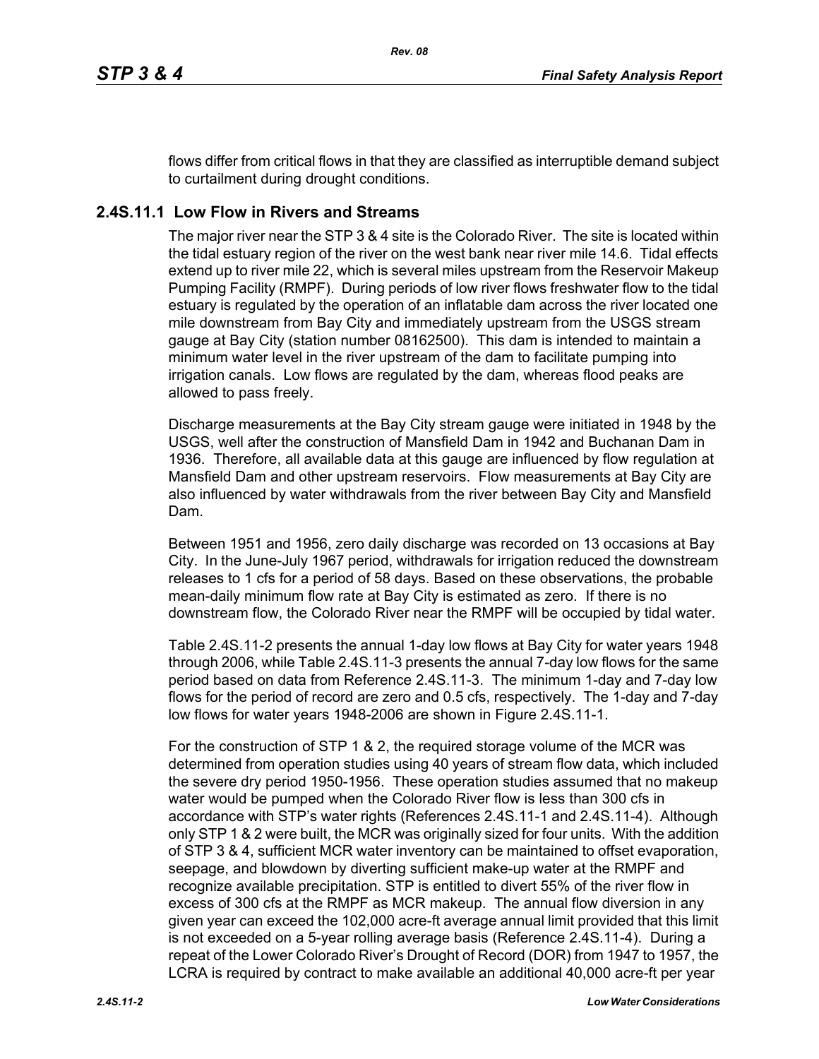flows differ from critical flows in that they are classified as interruptible demand subject to curtailment during drought conditions.

## 2.4S.11.1 Low Flow in Rivers and Streams

The major river near the STP 3 & 4 site is the Colorado River. The site is located within the tidal estuary region of the river on the west bank near river mile 14.6. Tidal effects extend up to river mile 22, which is several miles upstream from the Reservoir Makeup Pumping Facility (RMPF). During periods of low river flows freshwater flow to the tidal estuary is regulated by the operation of an inflatable dam across the river located one mile downstream from Bay City and immediately upstream from the USGS stream gauge at Bay City (station number 08162500). This dam is intended to maintain a minimum water level in the river upstream of the dam to facilitate pumping into irrigation canals. Low flows are regulated by the dam, whereas flood peaks are allowed to pass freely.

Discharge measurements at the Bay City stream gauge were initiated in 1948 by the USGS, well after the construction of Mansfield Dam in 1942 and Buchanan Dam in 1936. Therefore, all available data at this gauge are influenced by flow regulation at Mansfield Dam and other upstream reservoirs. Flow measurements at Bay City are also influenced by water withdrawals from the river between Bay City and Mansfield Dam.

Between 1951 and 1956, zero daily discharge was recorded on 13 occasions at Bay City. In the June-July 1967 period, withdrawals for irrigation reduced the downstream releases to 1 cfs for a period of 58 days. Based on these observations, the probable mean-daily minimum flow rate at Bay City is estimated as zero. If there is no downstream flow, the Colorado River near the RMPF will be occupied by tidal water.

Table 2.4S.11-2 presents the annual 1-day low flows at Bay City for water years 1948 through 2006, while Table 2.4S.11-3 presents the annual 7-day low flows for the same period based on data from Reference 2.4S.11-3. The minimum 1-day and 7-day low flows for the period of record are zero and 0.5 cfs, respectively. The 1-day and 7-day low flows for water years 1948-2006 are shown in Figure 2.4S.11-1.

For the construction of STP 1 & 2, the required storage volume of the MCR was determined from operation studies using 40 years of stream flow data, which included the severe dry period 1950-1956. These operation studies assumed that no makeup water would be pumped when the Colorado River flow is less than 300 cfs in accordance with STP's water rights (References 2.4S.11-1 and 2.4S.11-4). Although only STP 1 & 2 were built, the MCR was originally sized for four units. With the addition of STP 3 & 4, sufficient MCR water inventory can be maintained to offset evaporation, seepage, and blowdown by diverting sufficient make-up water at the RMPF and recognize available precipitation. STP is entitled to divert 55% of the river flow in excess of 300 cfs at the RMPF as MCR makeup. The annual flow diversion in any given year can exceed the 102,000 acre-ft average annual limit provided that this limit is not exceeded on a 5-year rolling average basis (Reference 2.4S.11-4). During a repeat of the Lower Colorado River's Drought of Record (DOR) from 1947 to 1957, the LCRA is required by contract to make available an additional 40,000 acre-ft per year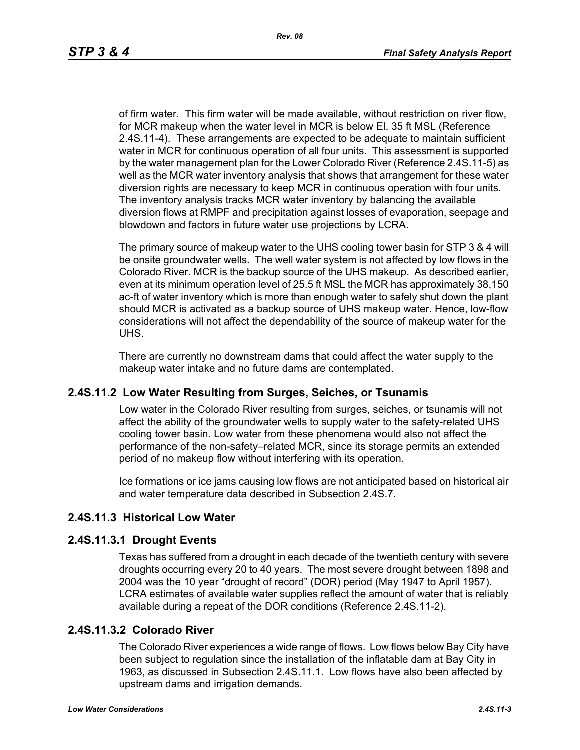of firm water. This firm water will be made available, without restriction on river flow, for MCR makeup when the water level in MCR is below El. 35 ft MSL (Reference 2.4S.11-4). These arrangements are expected to be adequate to maintain sufficient water in MCR for continuous operation of all four units. This assessment is supported by the water management plan for the Lower Colorado River (Reference 2.4S.11-5) as well as the MCR water inventory analysis that shows that arrangement for these water diversion rights are necessary to keep MCR in continuous operation with four units. The inventory analysis tracks MCR water inventory by balancing the available diversion flows at RMPF and precipitation against losses of evaporation, seepage and blowdown and factors in future water use projections by LCRA.

The primary source of makeup water to the UHS cooling tower basin for STP 3 & 4 will be onsite groundwater wells. The well water system is not affected by low flows in the Colorado River. MCR is the backup source of the UHS makeup. As described earlier, even at its minimum operation level of 25.5 ft MSL the MCR has approximately 38,150 ac-ft of water inventory which is more than enough water to safely shut down the plant should MCR is activated as a backup source of UHS makeup water. Hence, low-flow considerations will not affect the dependability of the source of makeup water for the UHS.

There are currently no downstream dams that could affect the water supply to the makeup water intake and no future dams are contemplated.

## 2.4S.11.2 Low Water Resulting from Surges, Seiches, or Tsunamis

Low water in the Colorado River resulting from surges, seiches, or tsunamis will not affect the ability of the groundwater wells to supply water to the safety-related UHS cooling tower basin. Low water from these phenomena would also not affect the performance of the non-safety–related MCR, since its storage permits an extended period of no makeup flow without interfering with its operation.

Ice formations or ice jams causing low flows are not anticipated based on historical air and water temperature data described in Subsection 2.4S.7.

## 2.4S.11.3 Historical Low Water

### 2.4S.11.3.1 Drought Events

Texas has suffered from a drought in each decade of the twentieth century with severe droughts occurring every 20 to 40 years. The most severe drought between 1898 and 2004 was the 10 year "drought of record" (DOR) period (May 1947 to April 1957). LCRA estimates of available water supplies reflect the amount of water that is reliably available during a repeat of the DOR conditions (Reference 2.4S.11-2).

### 2.4S.11.3.2 Colorado River

The Colorado River experiences a wide range of flows. Low flows below Bay City have been subject to regulation since the installation of the inflatable dam at Bay City in 1963, as discussed in Subsection 2.4S.11.1. Low flows have also been affected by upstream dams and irrigation demands.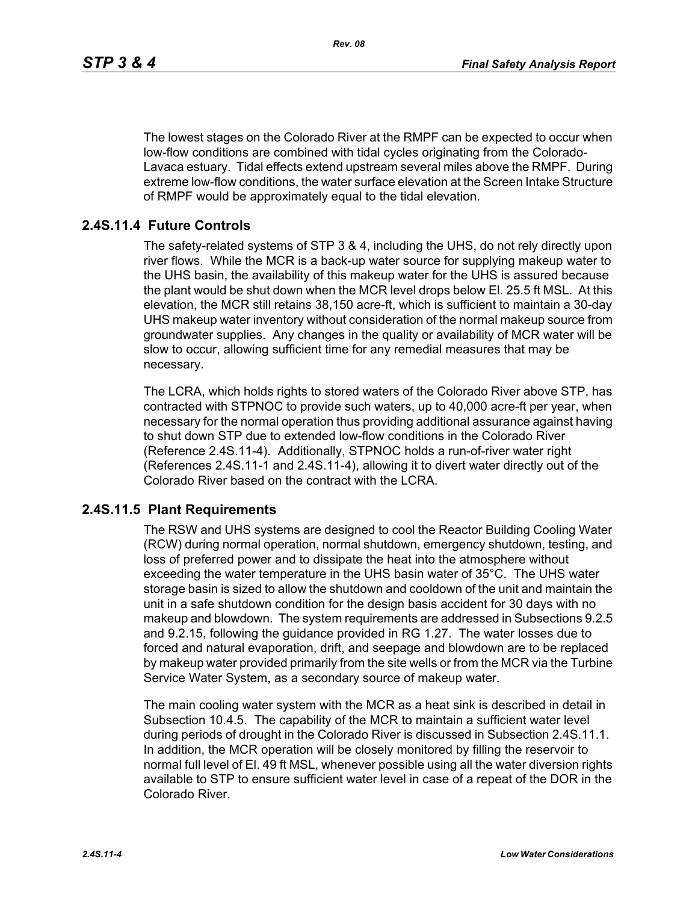The lowest stages on the Colorado River at the RMPF can be expected to occur when low-flow conditions are combined with tidal cycles originating from the Colorado-Lavaca estuary. Tidal effects extend upstream several miles above the RMPF. During extreme low-flow conditions, the water surface elevation at the Screen Intake Structure of RMPF would be approximately equal to the tidal elevation.

## 2.4S.11.4 Future Controls

The safety-related systems of STP 3 & 4, including the UHS, do not rely directly upon river flows. While the MCR is a back-up water source for supplying makeup water to the UHS basin, the availability of this makeup water for the UHS is assured because the plant would be shut down when the MCR level drops below El. 25.5 ft MSL. At this elevation, the MCR still retains 38,150 acre-ft, which is sufficient to maintain a 30-day UHS makeup water inventory without consideration of the normal makeup source from groundwater supplies. Any changes in the quality or availability of MCR water will be slow to occur, allowing sufficient time for any remedial measures that may be necessary.

The LCRA, which holds rights to stored waters of the Colorado River above STP, has contracted with STPNOC to provide such waters, up to 40,000 acre-ft per year, when necessary for the normal operation thus providing additional assurance against having to shut down STP due to extended low-flow conditions in the Colorado River (Reference 2.4S.11-4). Additionally, STPNOC holds a run-of-river water right (References 2.4S.11-1 and 2.4S.11-4), allowing it to divert water directly out of the Colorado River based on the contract with the LCRA.

## 2.4S.11.5 Plant Requirements

The RSW and UHS systems are designed to cool the Reactor Building Cooling Water (RCW) during normal operation, normal shutdown, emergency shutdown, testing, and loss of preferred power and to dissipate the heat into the atmosphere without exceeding the water temperature in the UHS basin water of 35°C. The UHS water storage basin is sized to allow the shutdown and cooldown of the unit and maintain the unit in a safe shutdown condition for the design basis accident for 30 days with no makeup and blowdown. The system requirements are addressed in Subsections 9.2.5 and 9.2.15, following the guidance provided in RG 1.27. The water losses due to forced and natural evaporation, drift, and seepage and blowdown are to be replaced by makeup water provided primarily from the site wells or from the MCR via the Turbine Service Water System, as a secondary source of makeup water.

The main cooling water system with the MCR as a heat sink is described in detail in Subsection 10.4.5. The capability of the MCR to maintain a sufficient water level during periods of drought in the Colorado River is discussed in Subsection 2.4S.11.1. In addition, the MCR operation will be closely monitored by filling the reservoir to normal full level of El. 49 ft MSL, whenever possible using all the water diversion rights available to STP to ensure sufficient water level in case of a repeat of the DOR in the Colorado River.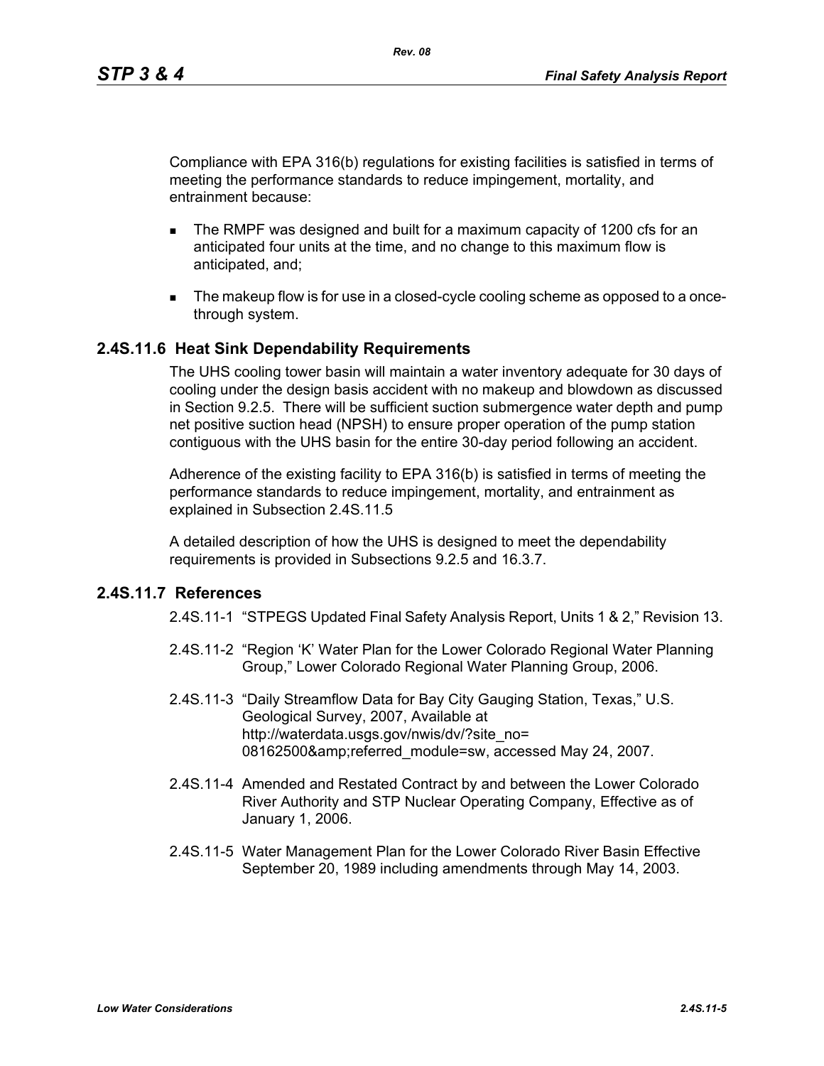Compliance with EPA 316(b) regulations for existing facilities is satisfied in terms of meeting the performance standards to reduce impingement, mortality, and entrainment because:

- The RMPF was designed and built for a maximum capacity of 1200 cfs for an anticipated four units at the time, and no change to this maximum flow is anticipated, and;
- The makeup flow is for use in a closed-cycle cooling scheme as opposed to a once-through system.

### 2.4S.11.6 Heat Sink Dependability Requirements

The UHS cooling tower basin will maintain a water inventory adequate for 30 days of cooling under the design basis accident with no makeup and blowdown as discussed in Section 9.2.5. There will be sufficient suction submergence water depth and pump net positive suction head (NPSH) to ensure proper operation of the pump station contiguous with the UHS basin for the entire 30-day period following an accident.

Adherence of the existing facility to EPA 316(b) is satisfied in terms of meeting the performance standards to reduce impingement, mortality, and entrainment as explained in Subsection 2.4S.11.5

A detailed description of how the UHS is designed to meet the dependability requirements is provided in Subsections 9.2.5 and 16.3.7.

### 2.4S.11.7 References

2.4S.11-1 "STPEGS Updated Final Safety Analysis Report, Units 1 & 2," Revision 13.

2.4S.11-2 "Region 'K' Water Plan for the Lower Colorado Regional Water Planning Group," Lower Colorado Regional Water Planning Group, 2006.

2.4S.11-3 "Daily Streamflow Data for Bay City Gauging Station, Texas," U.S. Geological Survey, 2007, Available at http://waterdata.usgs.gov/nwis/dv/?site_no= 08162500&amp;referred_module=sw, accessed May 24, 2007.

2.4S.11-4 Amended and Restated Contract by and between the Lower Colorado River Authority and STP Nuclear Operating Company, Effective as of January 1, 2006.

2.4S.11-5 Water Management Plan for the Lower Colorado River Basin Effective September 20, 1989 including amendments through May 14, 2003.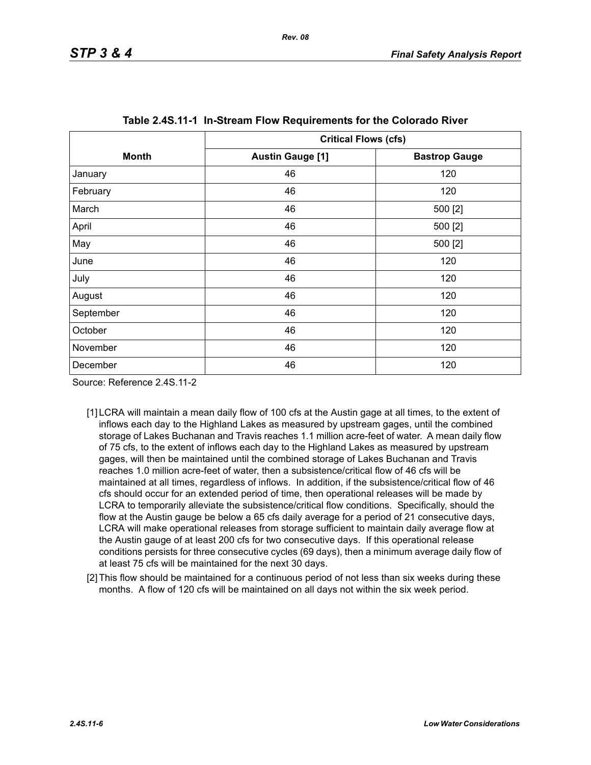**Table 2.4S.11-1 In-Stream Flow Requirements for the Colorado River**

| Month | Critical Flows (cfs) | |
|---|---|---|
| | Austin Gauge [1] | Bastrop Gauge |
| January | 46 | 120 |
| February | 46 | 120 |
| March | 46 | 500 [2] |
| April | 46 | 500 [2] |
| May | 46 | 500 [2] |
| June | 46 | 120 |
| July | 46 | 120 |
| August | 46 | 120 |
| September | 46 | 120 |
| October | 46 | 120 |
| November | 46 | 120 |
| December | 46 | 120 |

Source: Reference 2.4S.11-2

[1] LCRA will maintain a mean daily flow of 100 cfs at the Austin gage at all times, to the extent of inflows each day to the Highland Lakes as measured by upstream gages, until the combined storage of Lakes Buchanan and Travis reaches 1.1 million acre-feet of water. A mean daily flow of 75 cfs, to the extent of inflows each day to the Highland Lakes as measured by upstream gages, will then be maintained until the combined storage of Lakes Buchanan and Travis reaches 1.0 million acre-feet of water, then a subsistence/critical flow of 46 cfs will be maintained at all times, regardless of inflows. In addition, if the subsistence/critical flow of 46 cfs should occur for an extended period of time, then operational releases will be made by LCRA to temporarily alleviate the subsistence/critical flow conditions. Specifically, should the flow at the Austin gauge be below a 65 cfs daily average for a period of 21 consecutive days, LCRA will make operational releases from storage sufficient to maintain daily average flow at the Austin gauge of at least 200 cfs for two consecutive days. If this operational release conditions persists for three consecutive cycles (69 days), then a minimum average daily flow of at least 75 cfs will be maintained for the next 30 days.

[2] This flow should be maintained for a continuous period of not less than six weeks during these months. A flow of 120 cfs will be maintained on all days not within the six week period.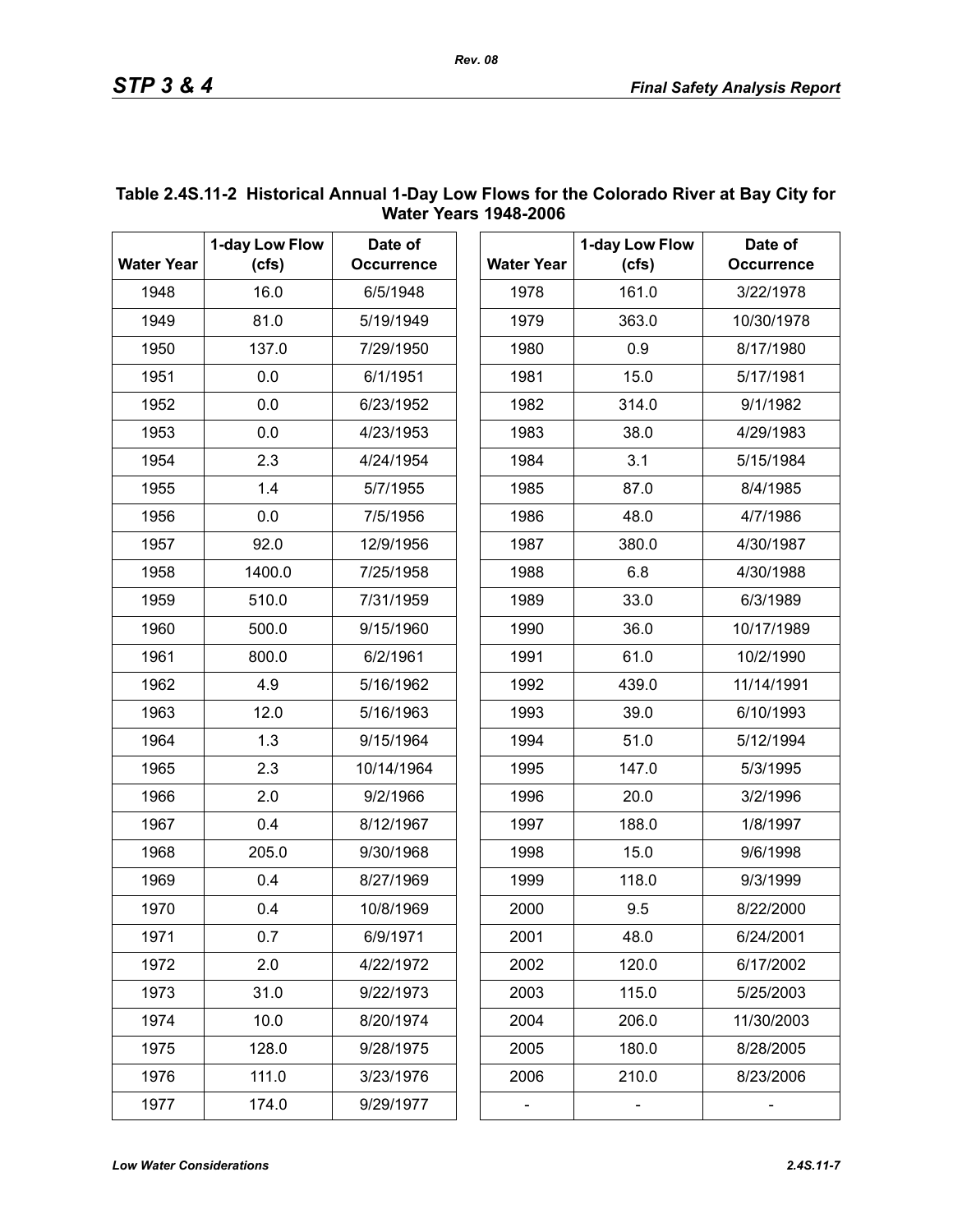**Table 2.4S.11-2 Historical Annual 1-Day Low Flows for the Colorado River at Bay City for Water Years 1948-2006**

| Water Year | 1-day Low Flow (cfs) | Date of Occurrence | Water Year | 1-day Low Flow (cfs) | Date of Occurrence |
|---|---|---|---|---|---|
| 1948 | 16.0 | 6/5/1948 | 1978 | 161.0 | 3/22/1978 |
| 1949 | 81.0 | 5/19/1949 | 1979 | 363.0 | 10/30/1978 |
| 1950 | 137.0 | 7/29/1950 | 1980 | 0.9 | 8/17/1980 |
| 1951 | 0.0 | 6/1/1951 | 1981 | 15.0 | 5/17/1981 |
| 1952 | 0.0 | 6/23/1952 | 1982 | 314.0 | 9/1/1982 |
| 1953 | 0.0 | 4/23/1953 | 1983 | 38.0 | 4/29/1983 |
| 1954 | 2.3 | 4/24/1954 | 1984 | 3.1 | 5/15/1984 |
| 1955 | 1.4 | 5/7/1955 | 1985 | 87.0 | 8/4/1985 |
| 1956 | 0.0 | 7/5/1956 | 1986 | 48.0 | 4/7/1986 |
| 1957 | 92.0 | 12/9/1956 | 1987 | 380.0 | 4/30/1987 |
| 1958 | 1400.0 | 7/25/1958 | 1988 | 6.8 | 4/30/1988 |
| 1959 | 510.0 | 7/31/1959 | 1989 | 33.0 | 6/3/1989 |
| 1960 | 500.0 | 9/15/1960 | 1990 | 36.0 | 10/17/1989 |
| 1961 | 800.0 | 6/2/1961 | 1991 | 61.0 | 10/2/1990 |
| 1962 | 4.9 | 5/16/1962 | 1992 | 439.0 | 11/14/1991 |
| 1963 | 12.0 | 5/16/1963 | 1993 | 39.0 | 6/10/1993 |
| 1964 | 1.3 | 9/15/1964 | 1994 | 51.0 | 5/12/1994 |
| 1965 | 2.3 | 10/14/1964 | 1995 | 147.0 | 5/3/1995 |
| 1966 | 2.0 | 9/2/1966 | 1996 | 20.0 | 3/2/1996 |
| 1967 | 0.4 | 8/12/1967 | 1997 | 188.0 | 1/8/1997 |
| 1968 | 205.0 | 9/30/1968 | 1998 | 15.0 | 9/6/1998 |
| 1969 | 0.4 | 8/27/1969 | 1999 | 118.0 | 9/3/1999 |
| 1970 | 0.4 | 10/8/1969 | 2000 | 9.5 | 8/22/2000 |
| 1971 | 0.7 | 6/9/1971 | 2001 | 48.0 | 6/24/2001 |
| 1972 | 2.0 | 4/22/1972 | 2002 | 120.0 | 6/17/2002 |
| 1973 | 31.0 | 9/22/1973 | 2003 | 115.0 | 5/25/2003 |
| 1974 | 10.0 | 8/20/1974 | 2004 | 206.0 | 11/30/2003 |
| 1975 | 128.0 | 9/28/1975 | 2005 | 180.0 | 8/28/2005 |
| 1976 | 111.0 | 3/23/1976 | 2006 | 210.0 | 8/23/2006 |
| 1977 | 174.0 | 9/29/1977 | - | - | - |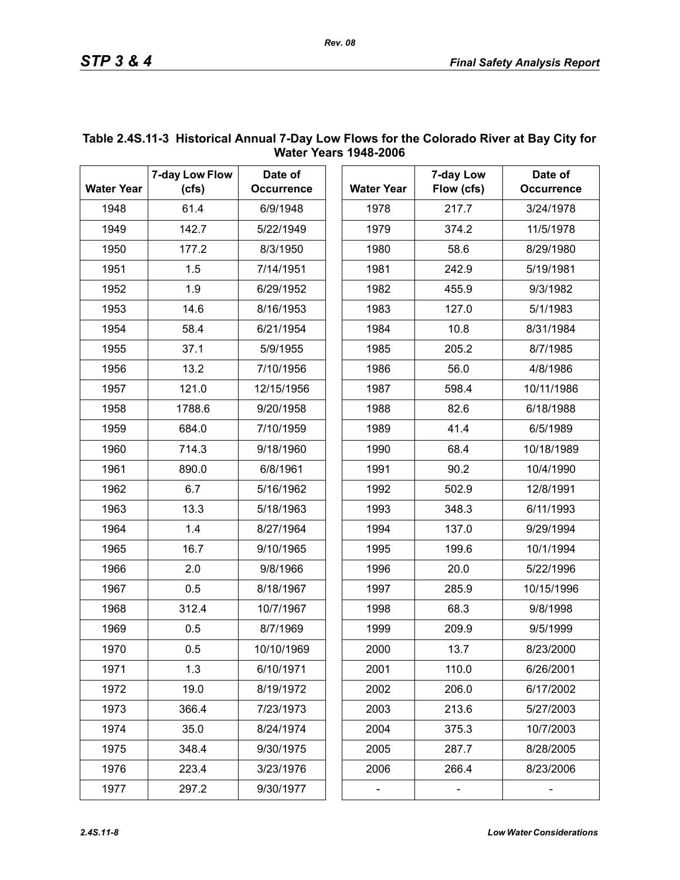**Table 2.4S.11-3 Historical Annual 7-Day Low Flows for the Colorado River at Bay City for Water Years 1948-2006**

| Water Year | 7-day Low Flow (cfs) | Date of Occurrence | Water Year | 7-day Low Flow (cfs) | Date of Occurrence |
|---|---|---|---|---|---|
| 1948 | 61.4 | 6/9/1948 | 1978 | 217.7 | 3/24/1978 |
| 1949 | 142.7 | 5/22/1949 | 1979 | 374.2 | 11/5/1978 |
| 1950 | 177.2 | 8/3/1950 | 1980 | 58.6 | 8/29/1980 |
| 1951 | 1.5 | 7/14/1951 | 1981 | 242.9 | 5/19/1981 |
| 1952 | 1.9 | 6/29/1952 | 1982 | 455.9 | 9/3/1982 |
| 1953 | 14.6 | 8/16/1953 | 1983 | 127.0 | 5/1/1983 |
| 1954 | 58.4 | 6/21/1954 | 1984 | 10.8 | 8/31/1984 |
| 1955 | 37.1 | 5/9/1955 | 1985 | 205.2 | 8/7/1985 |
| 1956 | 13.2 | 7/10/1956 | 1986 | 56.0 | 4/8/1986 |
| 1957 | 121.0 | 12/15/1956 | 1987 | 598.4 | 10/11/1986 |
| 1958 | 1788.6 | 9/20/1958 | 1988 | 82.6 | 6/18/1988 |
| 1959 | 684.0 | 7/10/1959 | 1989 | 41.4 | 6/5/1989 |
| 1960 | 714.3 | 9/18/1960 | 1990 | 68.4 | 10/18/1989 |
| 1961 | 890.0 | 6/8/1961 | 1991 | 90.2 | 10/4/1990 |
| 1962 | 6.7 | 5/16/1962 | 1992 | 502.9 | 12/8/1991 |
| 1963 | 13.3 | 5/18/1963 | 1993 | 348.3 | 6/11/1993 |
| 1964 | 1.4 | 8/27/1964 | 1994 | 137.0 | 9/29/1994 |
| 1965 | 16.7 | 9/10/1965 | 1995 | 199.6 | 10/1/1994 |
| 1966 | 2.0 | 9/8/1966 | 1996 | 20.0 | 5/22/1996 |
| 1967 | 0.5 | 8/18/1967 | 1997 | 285.9 | 10/15/1996 |
| 1968 | 312.4 | 10/7/1967 | 1998 | 68.3 | 9/8/1998 |
| 1969 | 0.5 | 8/7/1969 | 1999 | 209.9 | 9/5/1999 |
| 1970 | 0.5 | 10/10/1969 | 2000 | 13.7 | 8/23/2000 |
| 1971 | 1.3 | 6/10/1971 | 2001 | 110.0 | 6/26/2001 |
| 1972 | 19.0 | 8/19/1972 | 2002 | 206.0 | 6/17/2002 |
| 1973 | 366.4 | 7/23/1973 | 2003 | 213.6 | 5/27/2003 |
| 1974 | 35.0 | 8/24/1974 | 2004 | 375.3 | 10/7/2003 |
| 1975 | 348.4 | 9/30/1975 | 2005 | 287.7 | 8/28/2005 |
| 1976 | 223.4 | 3/23/1976 | 2006 | 266.4 | 8/23/2006 |
| 1977 | 297.2 | 9/30/1977 | - | - | - |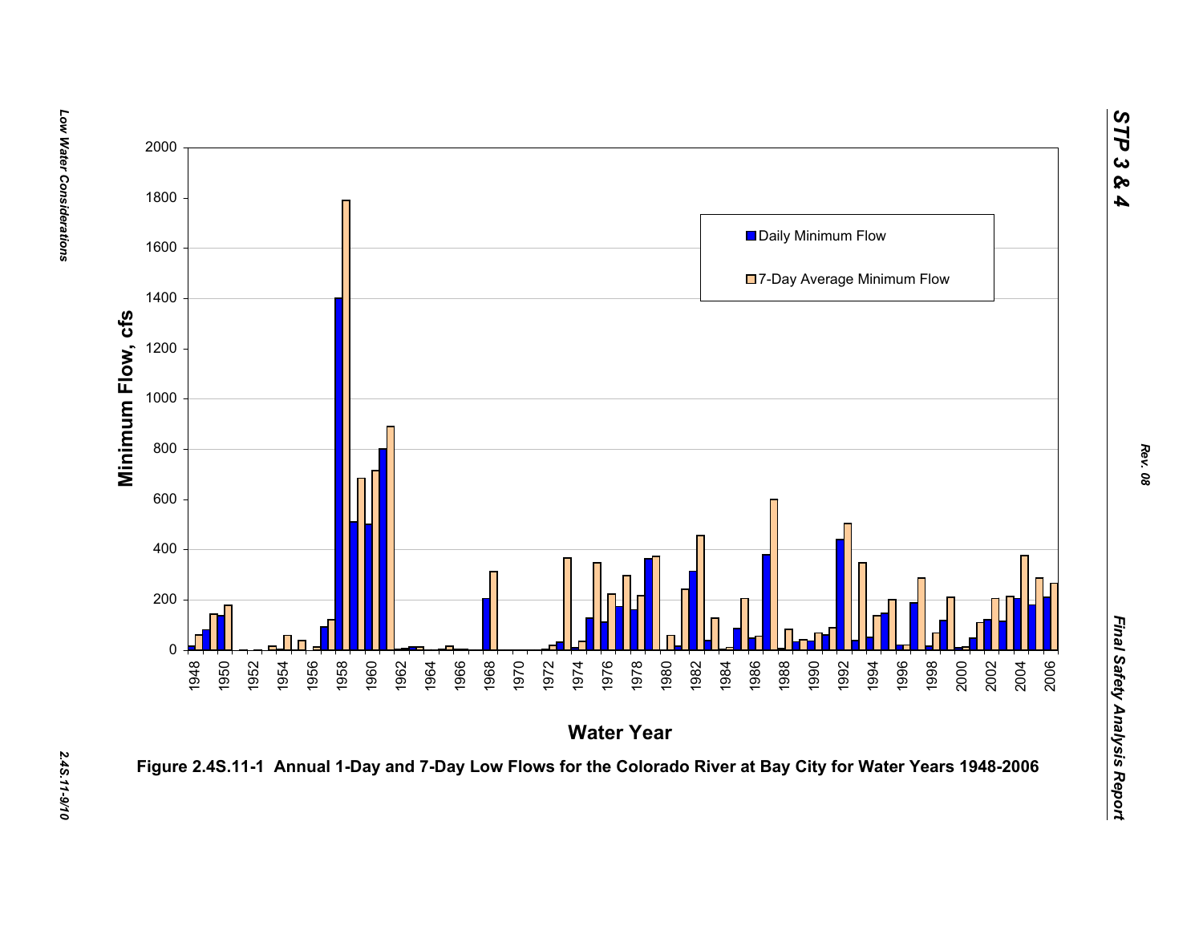2000
1800
1600
1400
1200
1000
800
600
400
200
0

Minimum Flow, cfs

Daily Minimum Flow

7-Day Average Minimum Flow

1948
1950
1952
1954
1956
1958
1960
1962
1964
1966
1968
1970
1972
1974
1976
1978
1980
1982
1984
1986
1988
1990
1992
1994
1996
1998
2000
2002
2004
2006

Water Year

Figure 2.4S.11-1 Annual 1-Day and 7-Day Low Flows for the Colorado River at Bay City for Water Years 1948-2006